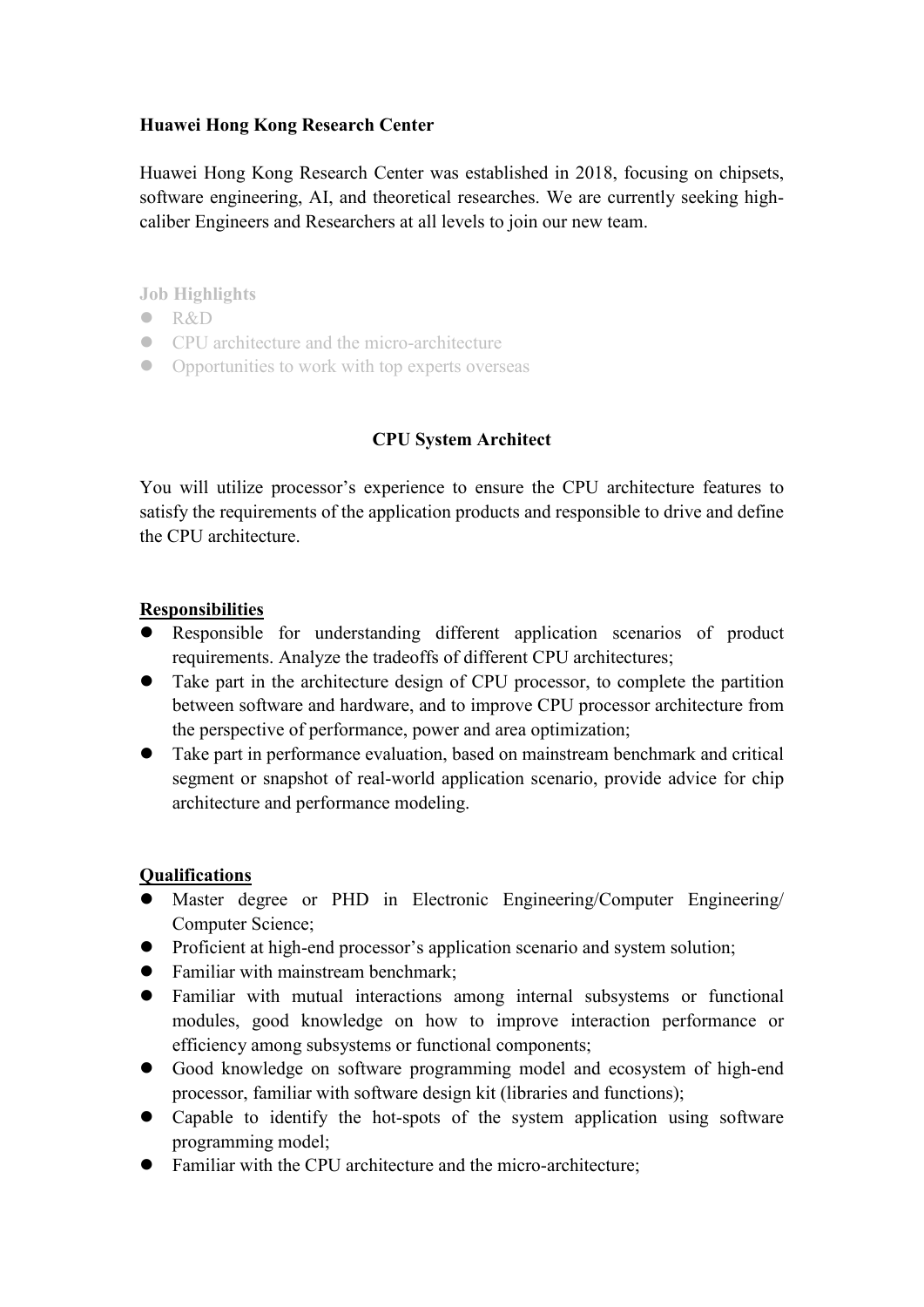**Huawei Hong Kong Research Center**

Huawei Hong Kong Research Center was established in 2018, focusing on chipsets, software engineering, AI, and theoretical researches. We are currently seeking high-caliber Engineers and Researchers at all levels to join our new team.

**Job Highlights**

- R&D
- CPU architecture and the micro-architecture
- Opportunities to work with top experts overseas

## CPU System Architect

You will utilize processor's experience to ensure the CPU architecture features to satisfy the requirements of the application products and responsible to drive and define the CPU architecture.

### Responsibilities

- Responsible for understanding different application scenarios of product requirements. Analyze the tradeoffs of different CPU architectures;
- Take part in the architecture design of CPU processor, to complete the partition between software and hardware, and to improve CPU processor architecture from the perspective of performance, power and area optimization;
- Take part in performance evaluation, based on mainstream benchmark and critical segment or snapshot of real-world application scenario, provide advice for chip architecture and performance modeling.

### Qualifications

- Master degree or PHD in Electronic Engineering/Computer Engineering/ Computer Science;
- Proficient at high-end processor's application scenario and system solution;
- Familiar with mainstream benchmark;
- Familiar with mutual interactions among internal subsystems or functional modules, good knowledge on how to improve interaction performance or efficiency among subsystems or functional components;
- Good knowledge on software programming model and ecosystem of high-end processor, familiar with software design kit (libraries and functions);
- Capable to identify the hot-spots of the system application using software programming model;
- Familiar with the CPU architecture and the micro-architecture;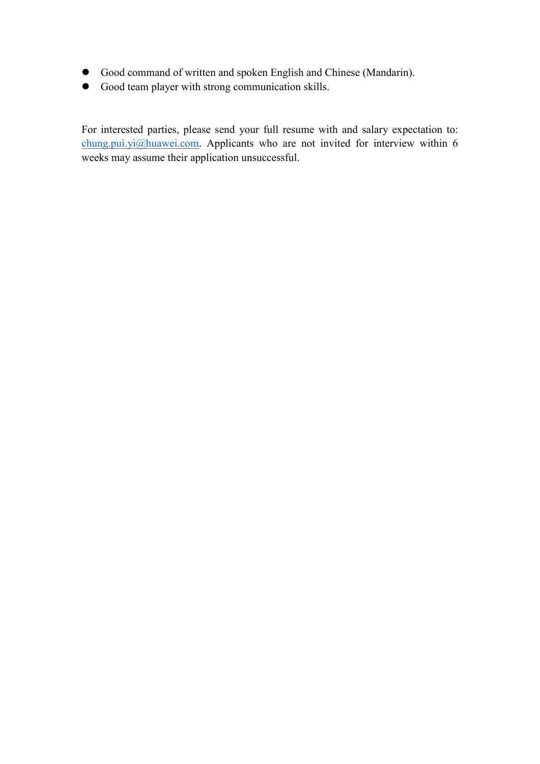- Good command of written and spoken English and Chinese (Mandarin).
- Good team player with strong communication skills.

For interested parties, please send your full resume with and salary expectation to: chung.pui.yi@huawei.com. Applicants who are not invited for interview within 6 weeks may assume their application unsuccessful.